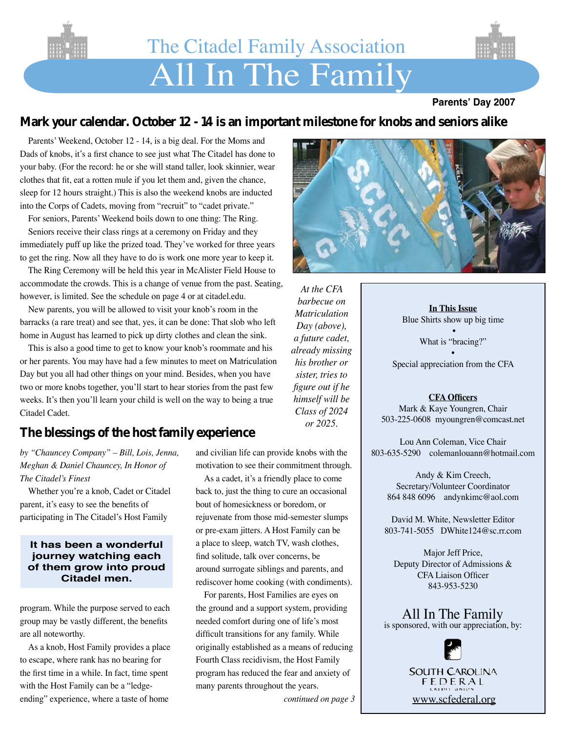# The Citadel Family Association

# All In The Family

**Parents' Day 2007**

## Mark your calendar. October 12 - 14 is an important milestone for knobs and seniors alike

Parents' Weekend, October 12 - 14, is a big deal. For the Moms and Dads of knobs, it's a first chance to see just what The Citadel has done to your baby. (For the record: he or she will stand taller, look skinnier, wear clothes that fit, eat a rotten mule if you let them and, given the chance, sleep for 12 hours straight.) This is also the weekend knobs are inducted into the Corps of Cadets, moving from "recruit" to "cadet private."

For seniors, Parents' Weekend boils down to one thing: The Ring.

Seniors receive their class rings at a ceremony on Friday and they immediately puff up like the prized toad. They've worked for three years to get the ring. Now all they have to do is work one more year to keep it.

The Ring Ceremony will be held this year in McAlister Field House to accommodate the crowds. This is a change of venue from the past. Seating, however, is limited. See the schedule on page 4 or at citadel.edu.

New parents, you will be allowed to visit your knob's room in the barracks (a rare treat) and see that, yes, it can be done: That slob who left home in August has learned to pick up dirty clothes and clean the sink.

This is also a good time to get to know your knob's roommate and his or her parents. You may have had a few minutes to meet on Matriculation Day but you all had other things on your mind. Besides, when you have two or more knobs together, you'll start to hear stories from the past few weeks. It's then you'll learn your child is well on the way to being a true Citadel Cadet.

*At the CFA barbecue on Matriculation Day (above), a future cadet, already missing his brother or sister, tries to figure out if he himself will be Class of 2024 or 2025.*

## The blessings of the host family experience

*by "Chauncey Company" – Bill, Lois, Jenna, Meghan & Daniel Chauncey, In Honor of The Citadel's Finest*

Whether you're a knob, Cadet or Citadel parent, it's easy to see the benefits of participating in The Citadel's Host Family program. While the purpose served to each group may be vastly different, the benefits are all noteworthy.

> **It has been a wonderful journey watching each of them grow into proud Citadel men.**

As a knob, Host Family provides a place to escape, where rank has no bearing for the first time in a while. In fact, time spent with the Host Family can be a "ledge-ending" experience, where a taste of home and civilian life can provide knobs with the motivation to see their commitment through.

As a cadet, it's a friendly place to come back to, just the thing to cure an occasional bout of homesickness or boredom, or rejuvenate from those mid-semester slumps or pre-exam jitters. A Host Family can be a place to sleep, watch TV, wash clothes, find solitude, talk over concerns, be around surrogate siblings and parents, and rediscover home cooking (with condiments).

For parents, Host Families are eyes on the ground and a support system, providing needed comfort during one of life's most difficult transitions for any family. While originally established as a means of reducing Fourth Class recidivism, the Host Family program has reduced the fear and anxiety of many parents throughout the years.

*continued on page 3*

---

**In This Issue**

Blue Shirts show up big time
•
What is "bracing?"
•
Special appreciation from the CFA

**CFA Officers**

Mark & Kaye Youngren, Chair
503-225-0608 myoungren@comcast.net

Lou Ann Coleman, Vice Chair
803-635-5290 colemanlouann@hotmail.com

Andy & Kim Creech,
Secretary/Volunteer Coordinator
864 848 6096 andynkimc@aol.com

David M. White, Newsletter Editor
803-741-5055 DWhite124@sc.rr.com

Major Jeff Price,
Deputy Director of Admissions &
CFA Liaison Officer
843-953-5230

All In The Family
is sponsored, with our appreciation, by:

SOUTH CAROLINA FEDERAL CREDIT UNION
www.scfederal.org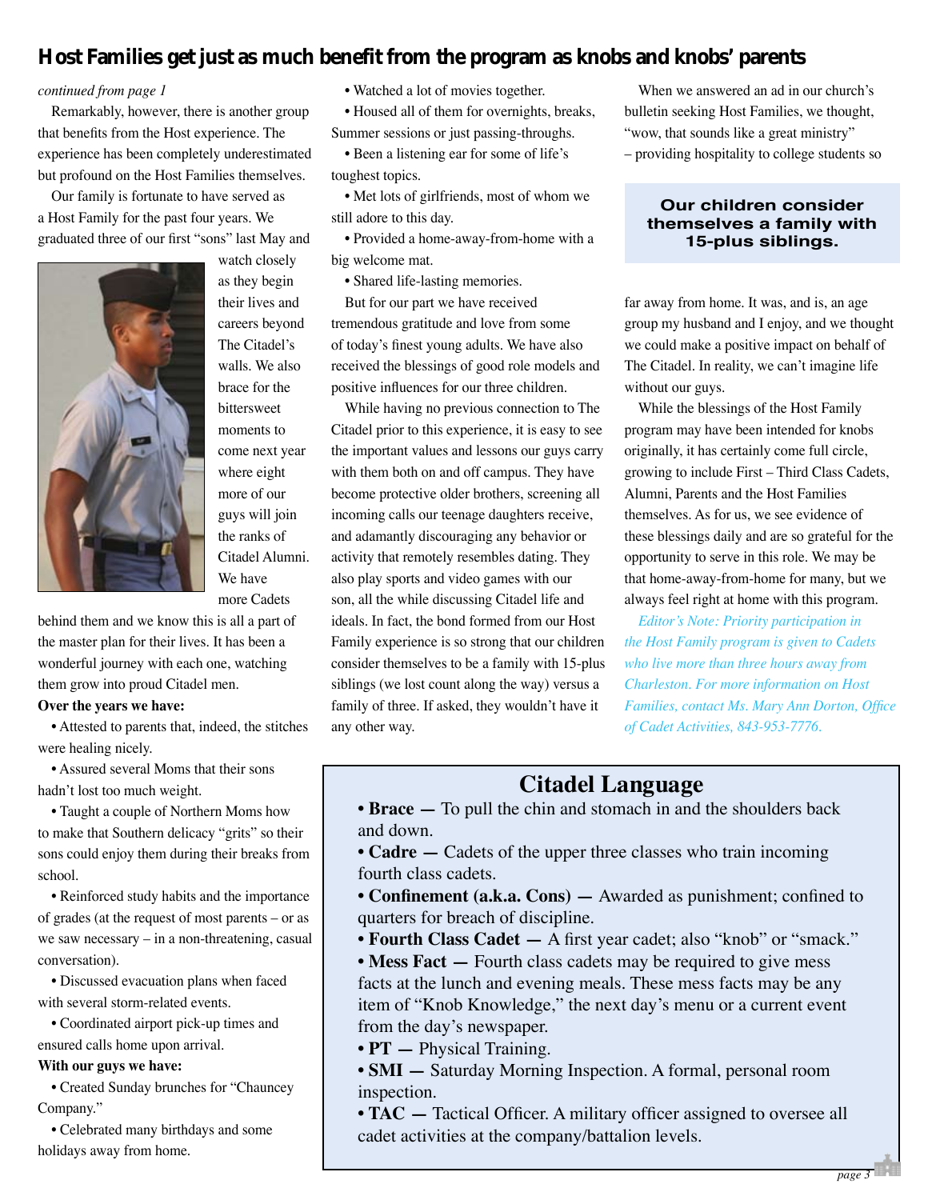## Host Families get just as much benefit from the program as knobs and knobs' parents

*continued from page 1*

Remarkably, however, there is another group that benefits from the Host experience. The experience has been completely underestimated but profound on the Host Families themselves.

Our family is fortunate to have served as a Host Family for the past four years. We graduated three of our first "sons" last May and watch closely as they begin their lives and careers beyond The Citadel's walls. We also brace for the bittersweet moments to come next year where eight more of our guys will join the ranks of Citadel Alumni. We have more Cadets behind them and we know this is all a part of the master plan for their lives. It has been a wonderful journey with each one, watching them grow into proud Citadel men.

**Over the years we have:**

- Attested to parents that, indeed, the stitches were healing nicely.
- Assured several Moms that their sons hadn't lost too much weight.
- Taught a couple of Northern Moms how to make that Southern delicacy "grits" so their sons could enjoy them during their breaks from school.
- Reinforced study habits and the importance of grades (at the request of most parents – or as we saw necessary – in a non-threatening, casual conversation).
- Discussed evacuation plans when faced with several storm-related events.
- Coordinated airport pick-up times and ensured calls home upon arrival.

**With our guys we have:**

- Created Sunday brunches for "Chauncey Company."
- Celebrated many birthdays and some holidays away from home.
- Watched a lot of movies together.
- Housed all of them for overnights, breaks, Summer sessions or just passing-throughs.
- Been a listening ear for some of life's toughest topics.
- Met lots of girlfriends, most of whom we still adore to this day.
- Provided a home-away-from-home with a big welcome mat.
- Shared life-lasting memories.

But for our part we have received tremendous gratitude and love from some of today's finest young adults. We have also received the blessings of good role models and positive influences for our three children.

While having no previous connection to The Citadel prior to this experience, it is easy to see the important values and lessons our guys carry with them both on and off campus. They have become protective older brothers, screening all incoming calls our teenage daughters receive, and adamantly discouraging any behavior or activity that remotely resembles dating. They also play sports and video games with our son, all the while discussing Citadel life and ideals. In fact, the bond formed from our Host Family experience is so strong that our children consider themselves to be a family with 15-plus siblings (we lost count along the way) versus a family of three. If asked, they wouldn't have it any other way.

When we answered an ad in our church's bulletin seeking Host Families, we thought, "wow, that sounds like a great ministry" – providing hospitality to college students so far away from home. It was, and is, an age group my husband and I enjoy, and we thought we could make a positive impact on behalf of The Citadel. In reality, we can't imagine life without our guys.

**Our children consider themselves a family with 15-plus siblings.**

While the blessings of the Host Family program may have been intended for knobs originally, it has certainly come full circle, growing to include First – Third Class Cadets, Alumni, Parents and the Host Families themselves. As for us, we see evidence of these blessings daily and are so grateful for the opportunity to serve in this role. We may be that home-away-from-home for many, but we always feel right at home with this program.

*Editor's Note: Priority participation in the Host Family program is given to Cadets who live more than three hours away from Charleston. For more information on Host Families, contact Ms. Mary Ann Dorton, Office of Cadet Activities, 843-953-7776.*

## Citadel Language

- **Brace —** To pull the chin and stomach in and the shoulders back and down.
- **Cadre —** Cadets of the upper three classes who train incoming fourth class cadets.
- **Confinement (a.k.a. Cons) —** Awarded as punishment; confined to quarters for breach of discipline.
- **Fourth Class Cadet —** A first year cadet; also "knob" or "smack."
- **Mess Fact —** Fourth class cadets may be required to give mess facts at the lunch and evening meals. These mess facts may be any item of "Knob Knowledge," the next day's menu or a current event from the day's newspaper.
- **PT —** Physical Training.
- **SMI —** Saturday Morning Inspection. A formal, personal room inspection.
- **TAC —** Tactical Officer. A military officer assigned to oversee all cadet activities at the company/battalion levels.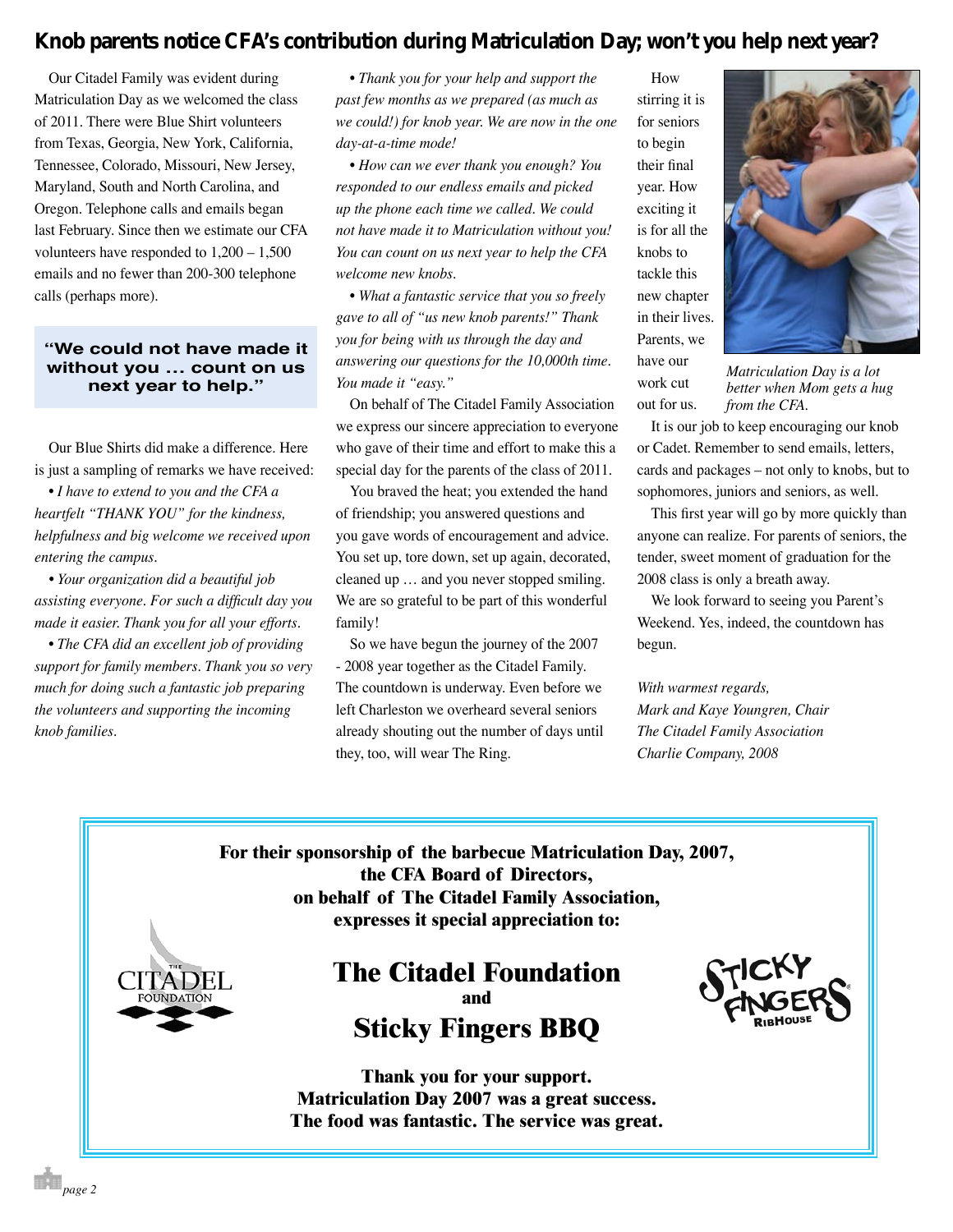## Knob parents notice CFA's contribution during Matriculation Day; won't you help next year?

Our Citadel Family was evident during Matriculation Day as we welcomed the class of 2011. There were Blue Shirt volunteers from Texas, Georgia, New York, California, Tennessee, Colorado, Missouri, New Jersey, Maryland, South and North Carolina, and Oregon. Telephone calls and emails began last February. Since then we estimate our CFA volunteers have responded to 1,200 – 1,500 emails and no fewer than 200-300 telephone calls (perhaps more).

> **"We could not have made it without you … count on us next year to help."**

Our Blue Shirts did make a difference. Here is just a sampling of remarks we have received:

- *I have to extend to you and the CFA a heartfelt "THANK YOU" for the kindness, helpfulness and big welcome we received upon entering the campus.*
- *Your organization did a beautiful job assisting everyone. For such a difficult day you made it easier. Thank you for all your efforts.*
- *The CFA did an excellent job of providing support for family members. Thank you so very much for doing such a fantastic job preparing the volunteers and supporting the incoming knob families.*
- *Thank you for your help and support the past few months as we prepared (as much as we could!) for knob year. We are now in the one day-at-a-time mode!*
- *How can we ever thank you enough? You responded to our endless emails and picked up the phone each time we called. We could not have made it to Matriculation without you! You can count on us next year to help the CFA welcome new knobs.*
- *What a fantastic service that you so freely gave to all of "us new knob parents!" Thank you for being with us through the day and answering our questions for the 10,000th time. You made it "easy."*

On behalf of The Citadel Family Association we express our sincere appreciation to everyone who gave of their time and effort to make this a special day for the parents of the class of 2011.

You braved the heat; you extended the hand of friendship; you answered questions and you gave words of encouragement and advice. You set up, tore down, set up again, decorated, cleaned up … and you never stopped smiling. We are so grateful to be part of this wonderful family!

So we have begun the journey of the 2007 - 2008 year together as the Citadel Family. The countdown is underway. Even before we left Charleston we overheard several seniors already shouting out the number of days until they, too, will wear The Ring.

How stirring it is for seniors to begin their final year. How exciting it is for all the knobs to tackle this new chapter in their lives. Parents, we have our work cut out for us.

*Matriculation Day is a lot better when Mom gets a hug from the CFA.*

It is our job to keep encouraging our knob or Cadet. Remember to send emails, letters, cards and packages – not only to knobs, but to sophomores, juniors and seniors, as well.

This first year will go by more quickly than anyone can realize. For parents of seniors, the tender, sweet moment of graduation for the 2008 class is only a breath away.

We look forward to seeing you Parent's Weekend. Yes, indeed, the countdown has begun.

*With warmest regards,*
*Mark and Kaye Youngren, Chair*
*The Citadel Family Association*
*Charlie Company, 2008*

---

**For their sponsorship of the barbecue Matriculation Day, 2007, the CFA Board of Directors, on behalf of The Citadel Family Association, expresses it special appreciation to:**

**The Citadel Foundation**
**and**
**Sticky Fingers BBQ**

**Thank you for your support.**
**Matriculation Day 2007 was a great success.**
**The food was fantastic. The service was great.**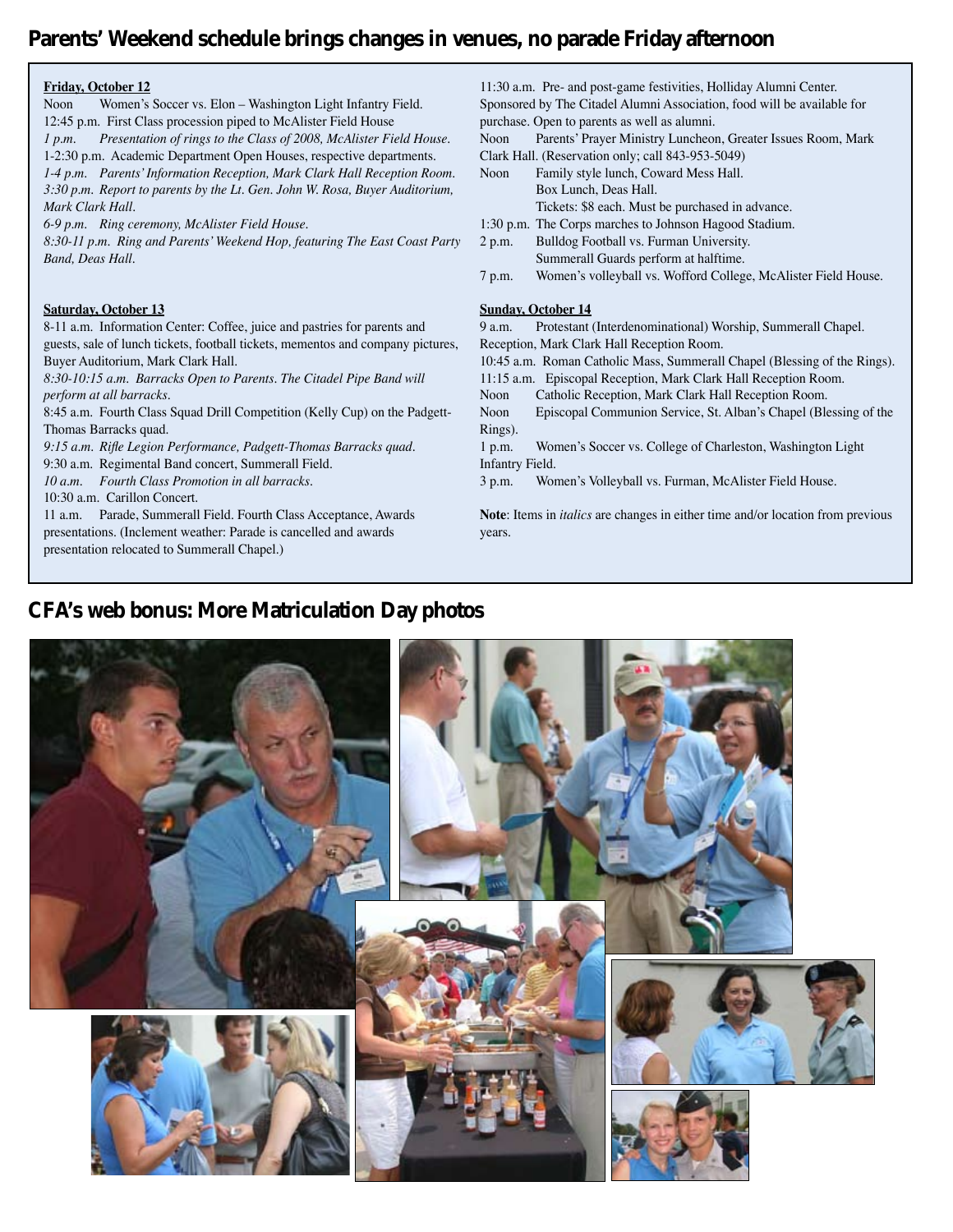## Parents' Weekend schedule brings changes in venues, no parade Friday afternoon

**Friday, October 12**

Noon Women's Soccer vs. Elon – Washington Light Infantry Field.
12:45 p.m. First Class procession piped to McAlister Field House
*1 p.m. Presentation of rings to the Class of 2008, McAlister Field House.*
1-2:30 p.m. Academic Department Open Houses, respective departments.
*1-4 p.m. Parents' Information Reception, Mark Clark Hall Reception Room.*
*3:30 p.m. Report to parents by the Lt. Gen. John W. Rosa, Buyer Auditorium, Mark Clark Hall.*
*6-9 p.m. Ring ceremony, McAlister Field House.*
*8:30-11 p.m. Ring and Parents' Weekend Hop, featuring The East Coast Party Band, Deas Hall.*

**Saturday, October 13**

8-11 a.m. Information Center: Coffee, juice and pastries for parents and guests, sale of lunch tickets, football tickets, mementos and company pictures, Buyer Auditorium, Mark Clark Hall.
*8:30-10:15 a.m. Barracks Open to Parents. The Citadel Pipe Band will perform at all barracks.*
8:45 a.m. Fourth Class Squad Drill Competition (Kelly Cup) on the Padgett-Thomas Barracks quad.
*9:15 a.m. Rifle Legion Performance, Padgett-Thomas Barracks quad.*
9:30 a.m. Regimental Band concert, Summerall Field.
*10 a.m. Fourth Class Promotion in all barracks.*
10:30 a.m. Carillon Concert.
11 a.m. Parade, Summerall Field. Fourth Class Acceptance, Awards presentations. (Inclement weather: Parade is cancelled and awards presentation relocated to Summerall Chapel.)
11:30 a.m. Pre- and post-game festivities, Holliday Alumni Center. Sponsored by The Citadel Alumni Association, food will be available for purchase. Open to parents as well as alumni.
Noon Parents' Prayer Ministry Luncheon, Greater Issues Room, Mark Clark Hall. (Reservation only; call 843-953-5049)
Noon Family style lunch, Coward Mess Hall.
Box Lunch, Deas Hall.
Tickets: $8 each. Must be purchased in advance.
1:30 p.m. The Corps marches to Johnson Hagood Stadium.
2 p.m. Bulldog Football vs. Furman University.
Summerall Guards perform at halftime.
7 p.m. Women's volleyball vs. Wofford College, McAlister Field House.

**Sunday, October 14**

9 a.m. Protestant (Interdenominational) Worship, Summerall Chapel. Reception, Mark Clark Hall Reception Room.
10:45 a.m. Roman Catholic Mass, Summerall Chapel (Blessing of the Rings).
11:15 a.m. Episcopal Reception, Mark Clark Hall Reception Room.
Noon Catholic Reception, Mark Clark Hall Reception Room.
Noon Episcopal Communion Service, St. Alban's Chapel (Blessing of the Rings).
1 p.m. Women's Soccer vs. College of Charleston, Washington Light Infantry Field.
3 p.m. Women's Volleyball vs. Furman, McAlister Field House.

**Note**: Items in *italics* are changes in either time and/or location from previous years.

## CFA's web bonus: More Matriculation Day photos